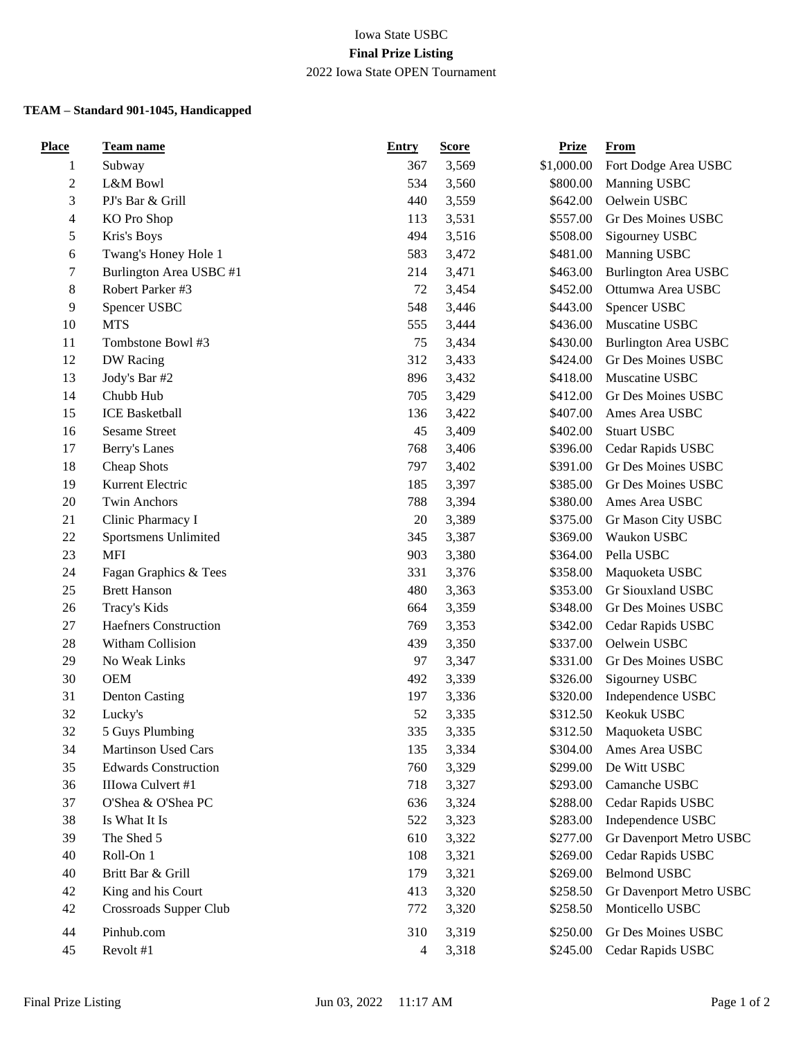Iowa State USBC

**Final Prize Listing**

2022 Iowa State OPEN Tournament

**TEAM – Standard 901-1045, Handicapped**

| Place | Team name | Entry | Score | Prize | From |
|---|---|---|---|---|---|
| 1 | Subway | 367 | 3,569 | $1,000.00 | Fort Dodge Area USBC |
| 2 | L&M Bowl | 534 | 3,560 | $800.00 | Manning USBC |
| 3 | PJ's Bar & Grill | 440 | 3,559 | $642.00 | Oelwein USBC |
| 4 | KO Pro Shop | 113 | 3,531 | $557.00 | Gr Des Moines USBC |
| 5 | Kris's Boys | 494 | 3,516 | $508.00 | Sigourney USBC |
| 6 | Twang's Honey Hole 1 | 583 | 3,472 | $481.00 | Manning USBC |
| 7 | Burlington Area USBC #1 | 214 | 3,471 | $463.00 | Burlington Area USBC |
| 8 | Robert Parker #3 | 72 | 3,454 | $452.00 | Ottumwa Area USBC |
| 9 | Spencer USBC | 548 | 3,446 | $443.00 | Spencer USBC |
| 10 | MTS | 555 | 3,444 | $436.00 | Muscatine USBC |
| 11 | Tombstone Bowl #3 | 75 | 3,434 | $430.00 | Burlington Area USBC |
| 12 | DW Racing | 312 | 3,433 | $424.00 | Gr Des Moines USBC |
| 13 | Jody's Bar #2 | 896 | 3,432 | $418.00 | Muscatine USBC |
| 14 | Chubb Hub | 705 | 3,429 | $412.00 | Gr Des Moines USBC |
| 15 | ICE Basketball | 136 | 3,422 | $407.00 | Ames Area USBC |
| 16 | Sesame Street | 45 | 3,409 | $402.00 | Stuart USBC |
| 17 | Berry's Lanes | 768 | 3,406 | $396.00 | Cedar Rapids USBC |
| 18 | Cheap Shots | 797 | 3,402 | $391.00 | Gr Des Moines USBC |
| 19 | Kurrent Electric | 185 | 3,397 | $385.00 | Gr Des Moines USBC |
| 20 | Twin Anchors | 788 | 3,394 | $380.00 | Ames Area USBC |
| 21 | Clinic Pharmacy I | 20 | 3,389 | $375.00 | Gr Mason City USBC |
| 22 | Sportsmens Unlimited | 345 | 3,387 | $369.00 | Waukon USBC |
| 23 | MFI | 903 | 3,380 | $364.00 | Pella USBC |
| 24 | Fagan Graphics & Tees | 331 | 3,376 | $358.00 | Maquoketa USBC |
| 25 | Brett Hanson | 480 | 3,363 | $353.00 | Gr Siouxland USBC |
| 26 | Tracy's Kids | 664 | 3,359 | $348.00 | Gr Des Moines USBC |
| 27 | Haefners Construction | 769 | 3,353 | $342.00 | Cedar Rapids USBC |
| 28 | Witham Collision | 439 | 3,350 | $337.00 | Oelwein USBC |
| 29 | No Weak Links | 97 | 3,347 | $331.00 | Gr Des Moines USBC |
| 30 | OEM | 492 | 3,339 | $326.00 | Sigourney USBC |
| 31 | Denton Casting | 197 | 3,336 | $320.00 | Independence USBC |
| 32 | Lucky's | 52 | 3,335 | $312.50 | Keokuk USBC |
| 32 | 5 Guys Plumbing | 335 | 3,335 | $312.50 | Maquoketa USBC |
| 34 | Martinson Used Cars | 135 | 3,334 | $304.00 | Ames Area USBC |
| 35 | Edwards Construction | 760 | 3,329 | $299.00 | De Witt USBC |
| 36 | IIIowa Culvert #1 | 718 | 3,327 | $293.00 | Camanche USBC |
| 37 | O'Shea & O'Shea PC | 636 | 3,324 | $288.00 | Cedar Rapids USBC |
| 38 | Is What It Is | 522 | 3,323 | $283.00 | Independence USBC |
| 39 | The Shed 5 | 610 | 3,322 | $277.00 | Gr Davenport Metro USBC |
| 40 | Roll-On 1 | 108 | 3,321 | $269.00 | Cedar Rapids USBC |
| 40 | Britt Bar & Grill | 179 | 3,321 | $269.00 | Belmond USBC |
| 42 | King and his Court | 413 | 3,320 | $258.50 | Gr Davenport Metro USBC |
| 42 | Crossroads Supper Club | 772 | 3,320 | $258.50 | Monticello USBC |
| 44 | Pinhub.com | 310 | 3,319 | $250.00 | Gr Des Moines USBC |
| 45 | Revolt #1 | 4 | 3,318 | $245.00 | Cedar Rapids USBC |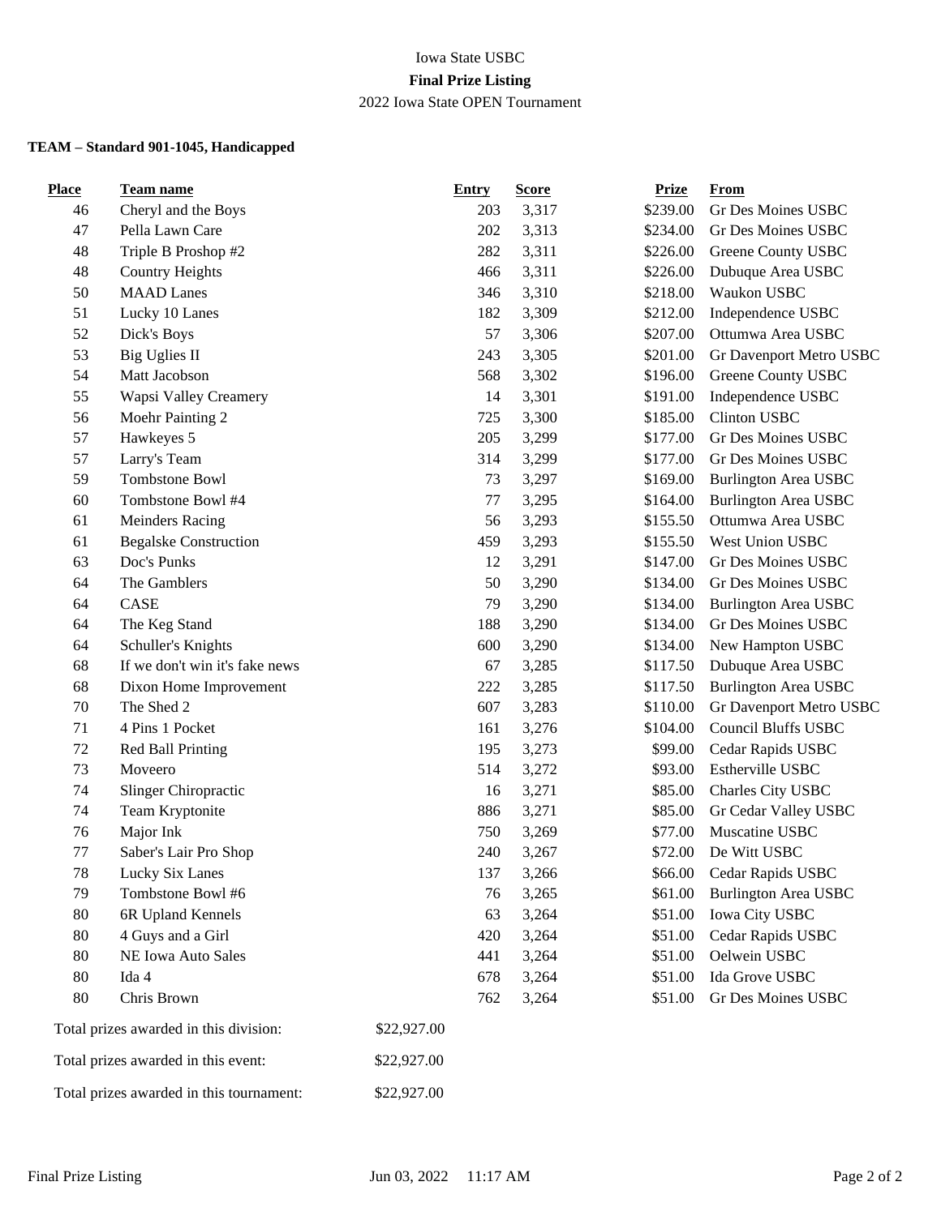Iowa State USBC

**Final Prize Listing**

2022 Iowa State OPEN Tournament

**TEAM – Standard 901-1045, Handicapped**

| Place | Team name | Entry | Score | Prize | From |
|---|---|---|---|---|---|
| 46 | Cheryl and the Boys | 203 | 3,317 | $239.00 | Gr Des Moines USBC |
| 47 | Pella Lawn Care | 202 | 3,313 | $234.00 | Gr Des Moines USBC |
| 48 | Triple B Proshop #2 | 282 | 3,311 | $226.00 | Greene County USBC |
| 48 | Country Heights | 466 | 3,311 | $226.00 | Dubuque Area USBC |
| 50 | MAAD Lanes | 346 | 3,310 | $218.00 | Waukon USBC |
| 51 | Lucky 10 Lanes | 182 | 3,309 | $212.00 | Independence USBC |
| 52 | Dick's Boys | 57 | 3,306 | $207.00 | Ottumwa Area USBC |
| 53 | Big Uglies II | 243 | 3,305 | $201.00 | Gr Davenport Metro USBC |
| 54 | Matt Jacobson | 568 | 3,302 | $196.00 | Greene County USBC |
| 55 | Wapsi Valley Creamery | 14 | 3,301 | $191.00 | Independence USBC |
| 56 | Moehr Painting 2 | 725 | 3,300 | $185.00 | Clinton USBC |
| 57 | Hawkeyes 5 | 205 | 3,299 | $177.00 | Gr Des Moines USBC |
| 57 | Larry's Team | 314 | 3,299 | $177.00 | Gr Des Moines USBC |
| 59 | Tombstone Bowl | 73 | 3,297 | $169.00 | Burlington Area USBC |
| 60 | Tombstone Bowl #4 | 77 | 3,295 | $164.00 | Burlington Area USBC |
| 61 | Meinders Racing | 56 | 3,293 | $155.50 | Ottumwa Area USBC |
| 61 | Begalske Construction | 459 | 3,293 | $155.50 | West Union USBC |
| 63 | Doc's Punks | 12 | 3,291 | $147.00 | Gr Des Moines USBC |
| 64 | The Gamblers | 50 | 3,290 | $134.00 | Gr Des Moines USBC |
| 64 | CASE | 79 | 3,290 | $134.00 | Burlington Area USBC |
| 64 | The Keg Stand | 188 | 3,290 | $134.00 | Gr Des Moines USBC |
| 64 | Schuller's Knights | 600 | 3,290 | $134.00 | New Hampton USBC |
| 68 | If we don't win it's fake news | 67 | 3,285 | $117.50 | Dubuque Area USBC |
| 68 | Dixon Home Improvement | 222 | 3,285 | $117.50 | Burlington Area USBC |
| 70 | The Shed 2 | 607 | 3,283 | $110.00 | Gr Davenport Metro USBC |
| 71 | 4 Pins 1 Pocket | 161 | 3,276 | $104.00 | Council Bluffs USBC |
| 72 | Red Ball Printing | 195 | 3,273 | $99.00 | Cedar Rapids USBC |
| 73 | Moveero | 514 | 3,272 | $93.00 | Estherville USBC |
| 74 | Slinger Chiropractic | 16 | 3,271 | $85.00 | Charles City USBC |
| 74 | Team Kryptonite | 886 | 3,271 | $85.00 | Gr Cedar Valley USBC |
| 76 | Major Ink | 750 | 3,269 | $77.00 | Muscatine USBC |
| 77 | Saber's Lair Pro Shop | 240 | 3,267 | $72.00 | De Witt USBC |
| 78 | Lucky Six Lanes | 137 | 3,266 | $66.00 | Cedar Rapids USBC |
| 79 | Tombstone Bowl #6 | 76 | 3,265 | $61.00 | Burlington Area USBC |
| 80 | 6R Upland Kennels | 63 | 3,264 | $51.00 | Iowa City USBC |
| 80 | 4 Guys and a Girl | 420 | 3,264 | $51.00 | Cedar Rapids USBC |
| 80 | NE Iowa Auto Sales | 441 | 3,264 | $51.00 | Oelwein USBC |
| 80 | Ida 4 | 678 | 3,264 | $51.00 | Ida Grove USBC |
| 80 | Chris Brown | 762 | 3,264 | $51.00 | Gr Des Moines USBC |

Total prizes awarded in this division: $22,927.00

Total prizes awarded in this event: $22,927.00

Total prizes awarded in this tournament: $22,927.00